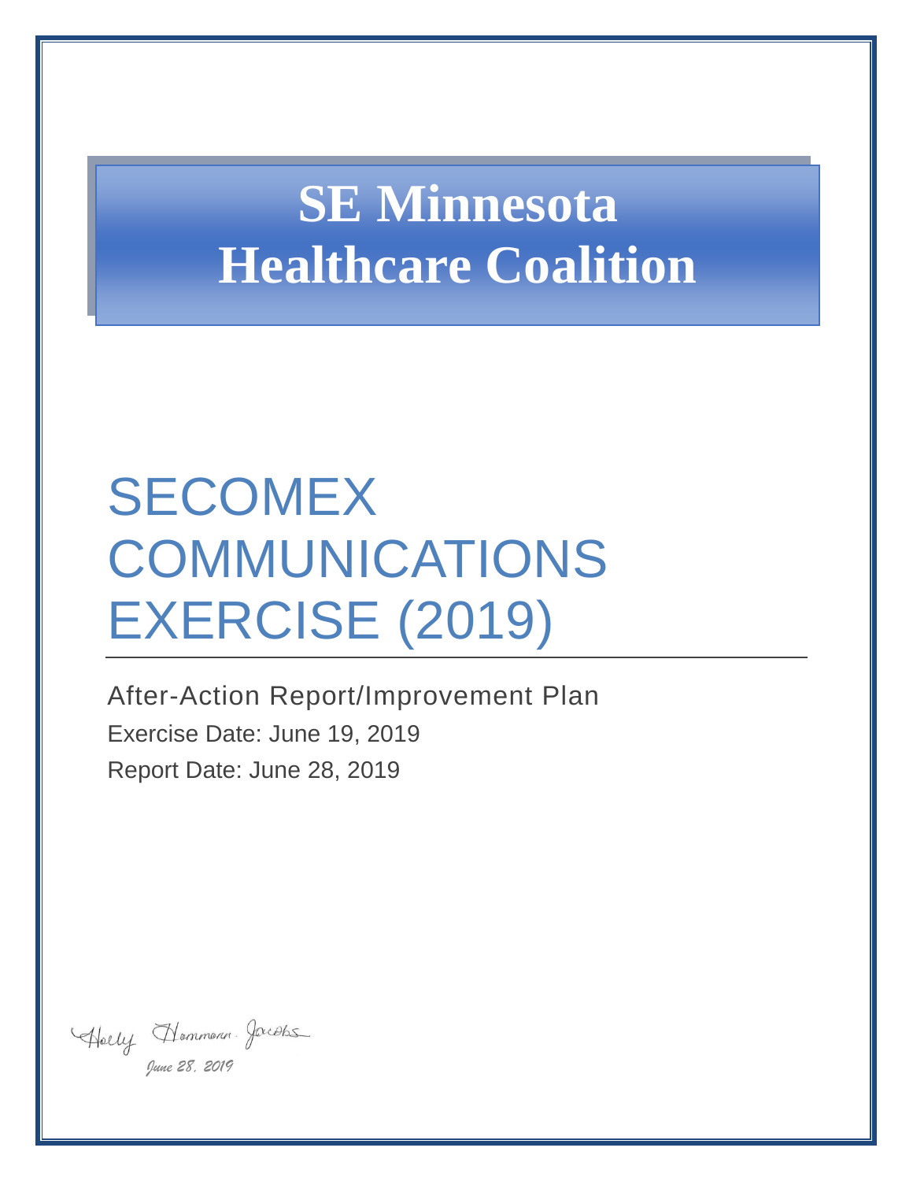# SE Minnesota Healthcare Coalition

# SECOMEX COMMUNICATIONS EXERCISE (2019)

After-Action Report/Improvement Plan

Exercise Date: June 19, 2019

Report Date: June 28, 2019

Holly Hammann Jacobs

June 28, 2019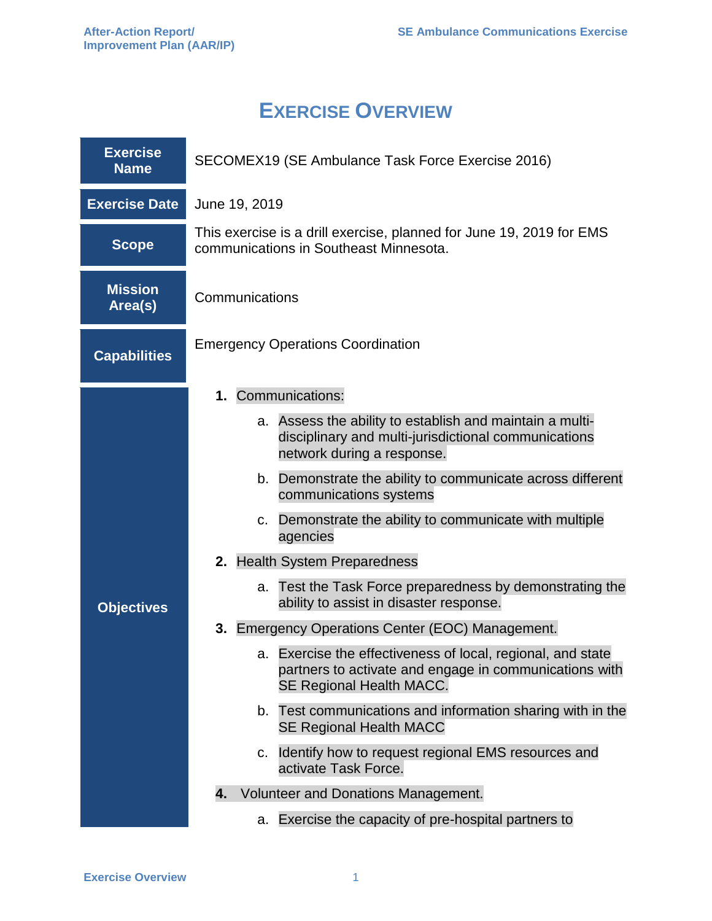# Exercise Overview

| | |
|---|---|
| **Exercise Name** | SECOMEX19 (SE Ambulance Task Force Exercise 2016) |
| **Exercise Date** | June 19, 2019 |
| **Scope** | This exercise is a drill exercise, planned for June 19, 2019 for EMS communications in Southeast Minnesota. |
| **Mission Area(s)** | Communications |
| **Capabilities** | Emergency Operations Coordination |
| **Objectives** | **1.** Communications:<br>a. Assess the ability to establish and maintain a multi-disciplinary and multi-jurisdictional communications network during a response.<br>b. Demonstrate the ability to communicate across different communications systems<br>c. Demonstrate the ability to communicate with multiple agencies<br>**2.** Health System Preparedness<br>a. Test the Task Force preparedness by demonstrating the ability to assist in disaster response.<br>**3.** Emergency Operations Center (EOC) Management.<br>a. Exercise the effectiveness of local, regional, and state partners to activate and engage in communications with SE Regional Health MACC.<br>b. Test communications and information sharing with in the SE Regional Health MACC<br>c. Identify how to request regional EMS resources and activate Task Force.<br>**4.** Volunteer and Donations Management.<br>a. Exercise the capacity of pre-hospital partners to |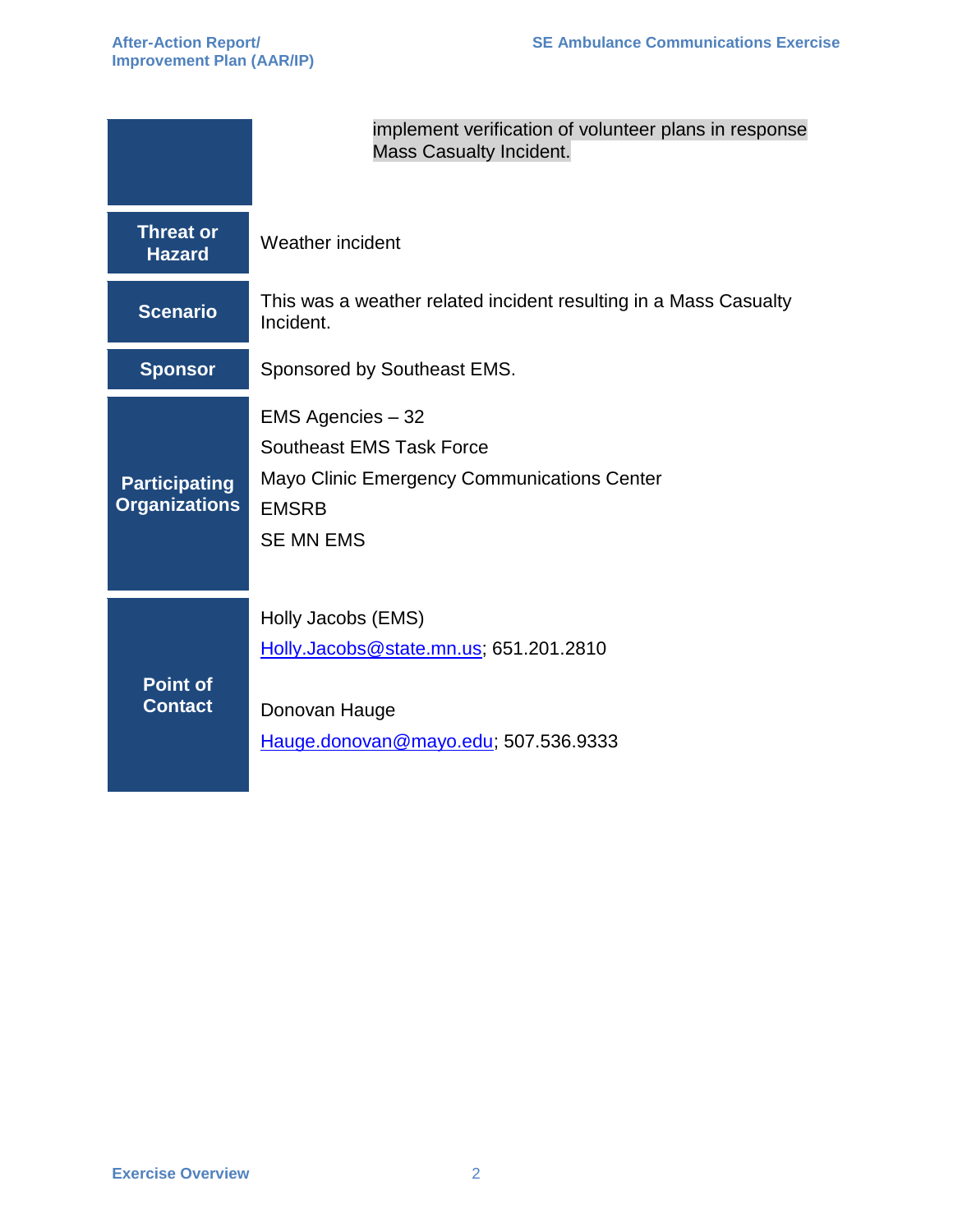| | |
|---|---|
| | implement verification of volunteer plans in response Mass Casualty Incident. |
| **Threat or Hazard** | Weather incident |
| **Scenario** | This was a weather related incident resulting in a Mass Casualty Incident. |
| **Sponsor** | Sponsored by Southeast EMS. |
| **Participating Organizations** | EMS Agencies – 32<br>Southeast EMS Task Force<br>Mayo Clinic Emergency Communications Center<br>EMSRB<br>SE MN EMS |
| **Point of Contact** | Holly Jacobs (EMS)<br>Holly.Jacobs@state.mn.us; 651.201.2810<br><br>Donovan Hauge<br>Hauge.donovan@mayo.edu; 507.536.9333 |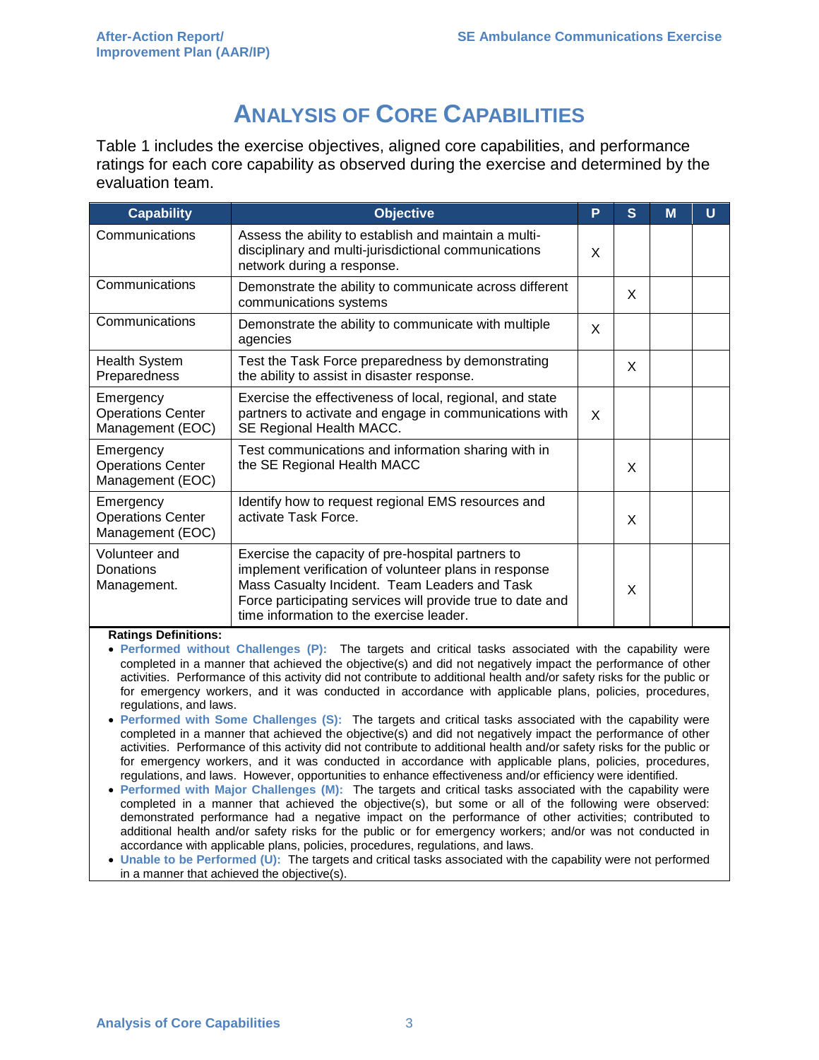# Analysis of Core Capabilities

Table 1 includes the exercise objectives, aligned core capabilities, and performance ratings for each core capability as observed during the exercise and determined by the evaluation team.

| Capability | Objective | P | S | M | U |
|---|---|---|---|---|---|
| Communications | Assess the ability to establish and maintain a multi-disciplinary and multi-jurisdictional communications network during a response. | X | | | |
| Communications | Demonstrate the ability to communicate across different communications systems | | X | | |
| Communications | Demonstrate the ability to communicate with multiple agencies | X | | | |
| Health System Preparedness | Test the Task Force preparedness by demonstrating the ability to assist in disaster response. | | X | | |
| Emergency Operations Center Management (EOC) | Exercise the effectiveness of local, regional, and state partners to activate and engage in communications with SE Regional Health MACC. | X | | | |
| Emergency Operations Center Management (EOC) | Test communications and information sharing with in the SE Regional Health MACC | | X | | |
| Emergency Operations Center Management (EOC) | Identify how to request regional EMS resources and activate Task Force. | | X | | |
| Volunteer and Donations Management. | Exercise the capacity of pre-hospital partners to implement verification of volunteer plans in response Mass Casualty Incident. Team Leaders and Task Force participating services will provide true to date and time information to the exercise leader. | | X | | |

**Ratings Definitions:**

- **Performed without Challenges (P):** The targets and critical tasks associated with the capability were completed in a manner that achieved the objective(s) and did not negatively impact the performance of other activities. Performance of this activity did not contribute to additional health and/or safety risks for the public or for emergency workers, and it was conducted in accordance with applicable plans, policies, procedures, regulations, and laws.
- **Performed with Some Challenges (S):** The targets and critical tasks associated with the capability were completed in a manner that achieved the objective(s) and did not negatively impact the performance of other activities. Performance of this activity did not contribute to additional health and/or safety risks for the public or for emergency workers, and it was conducted in accordance with applicable plans, policies, procedures, regulations, and laws. However, opportunities to enhance effectiveness and/or efficiency were identified.
- **Performed with Major Challenges (M):** The targets and critical tasks associated with the capability were completed in a manner that achieved the objective(s), but some or all of the following were observed: demonstrated performance had a negative impact on the performance of other activities; contributed to additional health and/or safety risks for the public or for emergency workers; and/or was not conducted in accordance with applicable plans, policies, procedures, regulations, and laws.
- **Unable to be Performed (U):** The targets and critical tasks associated with the capability were not performed in a manner that achieved the objective(s).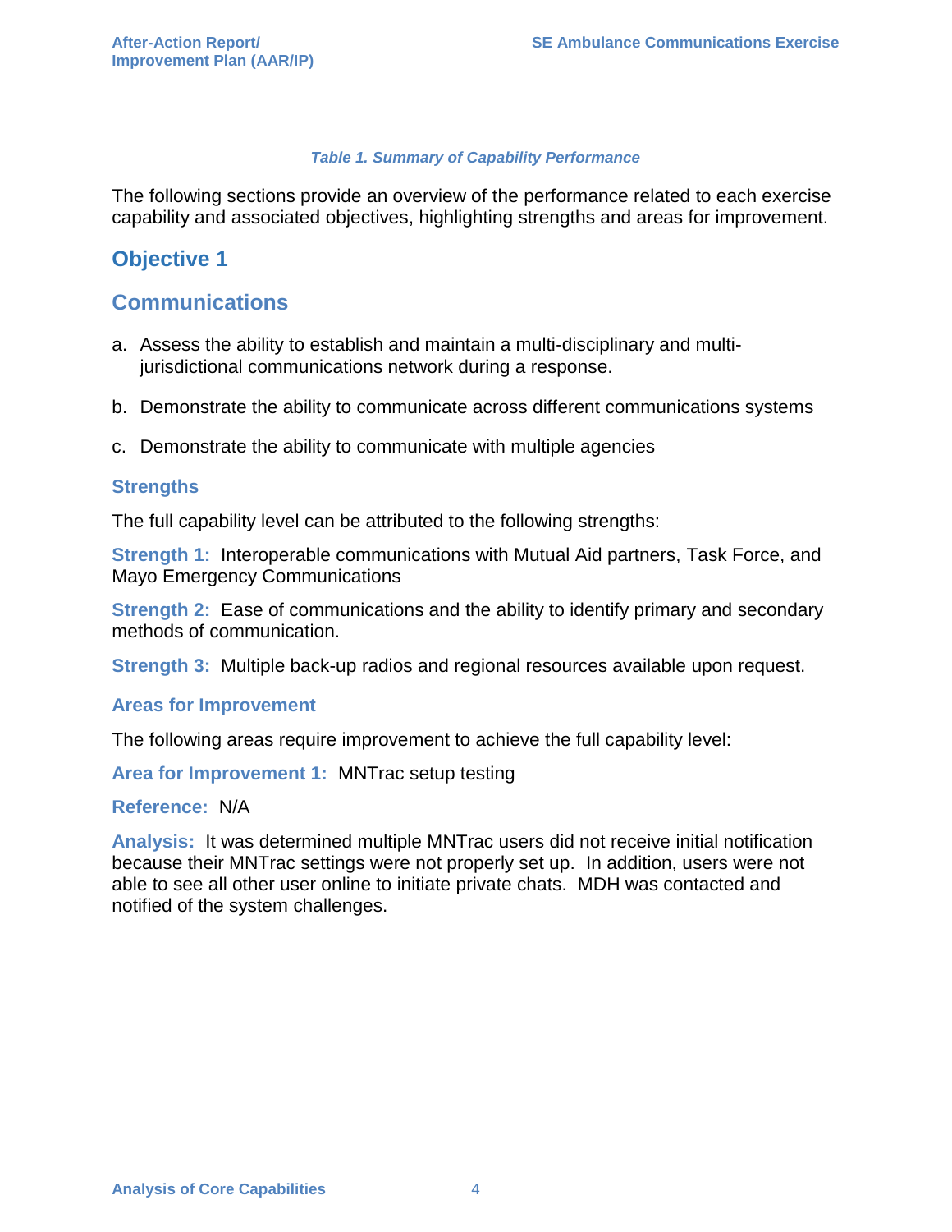*Table 1. Summary of Capability Performance*

The following sections provide an overview of the performance related to each exercise capability and associated objectives, highlighting strengths and areas for improvement.

## Objective 1

## Communications

a. Assess the ability to establish and maintain a multi-disciplinary and multi-jurisdictional communications network during a response.

b. Demonstrate the ability to communicate across different communications systems

c. Demonstrate the ability to communicate with multiple agencies

### Strengths

The full capability level can be attributed to the following strengths:

**Strength 1:** Interoperable communications with Mutual Aid partners, Task Force, and Mayo Emergency Communications

**Strength 2:** Ease of communications and the ability to identify primary and secondary methods of communication.

**Strength 3:** Multiple back-up radios and regional resources available upon request.

### Areas for Improvement

The following areas require improvement to achieve the full capability level:

**Area for Improvement 1:** MNTrac setup testing

**Reference:** N/A

**Analysis:** It was determined multiple MNTrac users did not receive initial notification because their MNTrac settings were not properly set up. In addition, users were not able to see all other user online to initiate private chats. MDH was contacted and notified of the system challenges.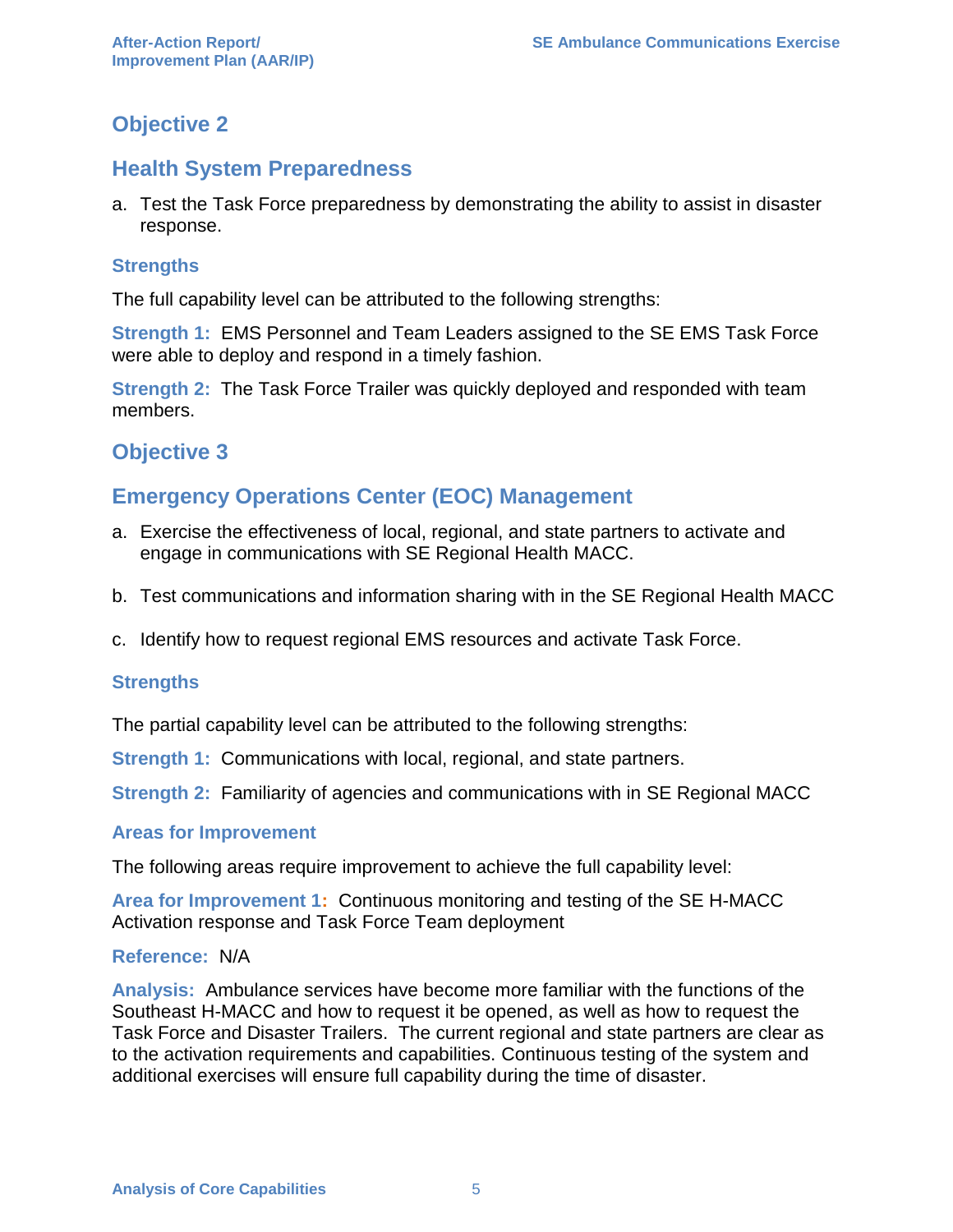## Objective 2

## Health System Preparedness

a. Test the Task Force preparedness by demonstrating the ability to assist in disaster response.

### Strengths

The full capability level can be attributed to the following strengths:

**Strength 1:** EMS Personnel and Team Leaders assigned to the SE EMS Task Force were able to deploy and respond in a timely fashion.

**Strength 2:** The Task Force Trailer was quickly deployed and responded with team members.

## Objective 3

## Emergency Operations Center (EOC) Management

a. Exercise the effectiveness of local, regional, and state partners to activate and engage in communications with SE Regional Health MACC.

b. Test communications and information sharing with in the SE Regional Health MACC

c. Identify how to request regional EMS resources and activate Task Force.

### Strengths

The partial capability level can be attributed to the following strengths:

**Strength 1:** Communications with local, regional, and state partners.

**Strength 2:** Familiarity of agencies and communications with in SE Regional MACC

### Areas for Improvement

The following areas require improvement to achieve the full capability level:

**Area for Improvement 1:** Continuous monitoring and testing of the SE H-MACC Activation response and Task Force Team deployment

**Reference:** N/A

**Analysis:** Ambulance services have become more familiar with the functions of the Southeast H-MACC and how to request it be opened, as well as how to request the Task Force and Disaster Trailers. The current regional and state partners are clear as to the activation requirements and capabilities. Continuous testing of the system and additional exercises will ensure full capability during the time of disaster.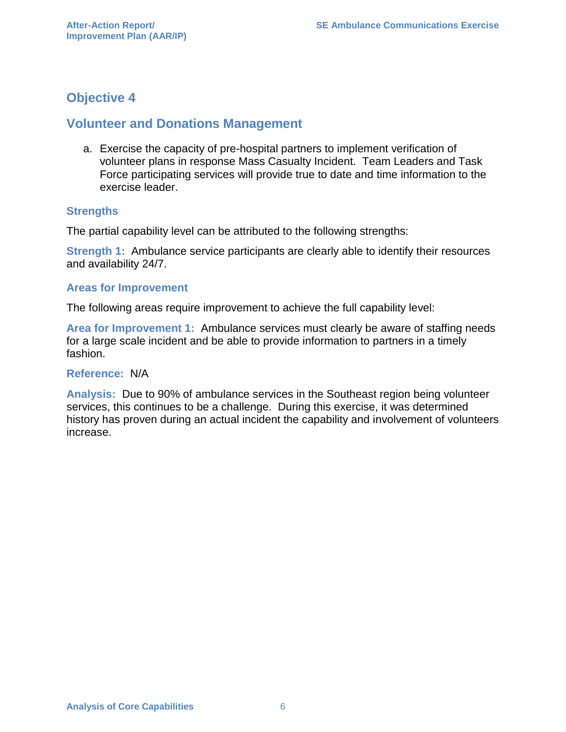## Objective 4

## Volunteer and Donations Management

a. Exercise the capacity of pre-hospital partners to implement verification of volunteer plans in response Mass Casualty Incident. Team Leaders and Task Force participating services will provide true to date and time information to the exercise leader.

### Strengths

The partial capability level can be attributed to the following strengths:

**Strength 1:** Ambulance service participants are clearly able to identify their resources and availability 24/7.

### Areas for Improvement

The following areas require improvement to achieve the full capability level:

**Area for Improvement 1:** Ambulance services must clearly be aware of staffing needs for a large scale incident and be able to provide information to partners in a timely fashion.

**Reference:** N/A

**Analysis:** Due to 90% of ambulance services in the Southeast region being volunteer services, this continues to be a challenge. During this exercise, it was determined history has proven during an actual incident the capability and involvement of volunteers increase.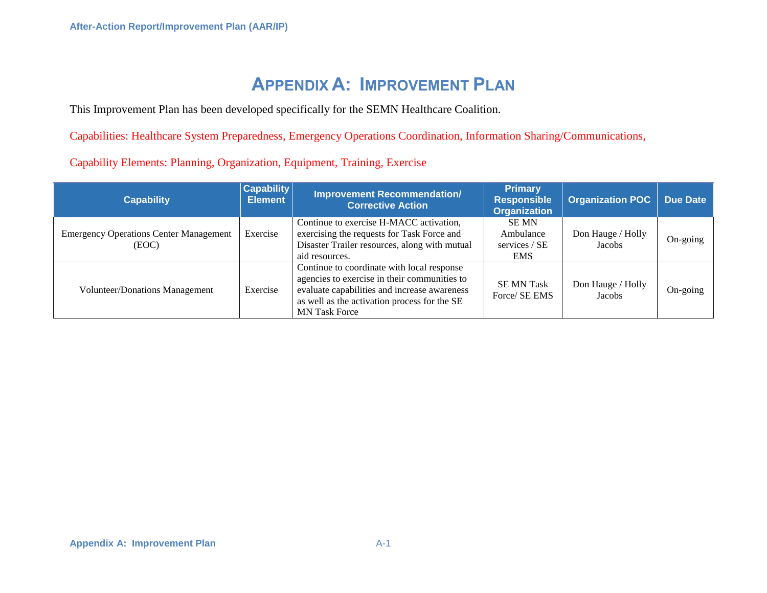# Appendix A: Improvement Plan

This Improvement Plan has been developed specifically for the SEMN Healthcare Coalition.

Capabilities: Healthcare System Preparedness, Emergency Operations Coordination, Information Sharing/Communications,

Capability Elements: Planning, Organization, Equipment, Training, Exercise

| Capability | Capability Element | Improvement Recommendation/ Corrective Action | Primary Responsible Organization | Organization POC | Due Date |
|---|---|---|---|---|---|
| Emergency Operations Center Management (EOC) | Exercise | Continue to exercise H-MACC activation, exercising the requests for Task Force and Disaster Trailer resources, along with mutual aid resources. | SE MN Ambulance services / SE EMS | Don Hauge / Holly Jacobs | On-going |
| Volunteer/Donations Management | Exercise | Continue to coordinate with local response agencies to exercise in their communities to evaluate capabilities and increase awareness as well as the activation process for the SE MN Task Force | SE MN Task Force/ SE EMS | Don Hauge / Holly Jacobs | On-going |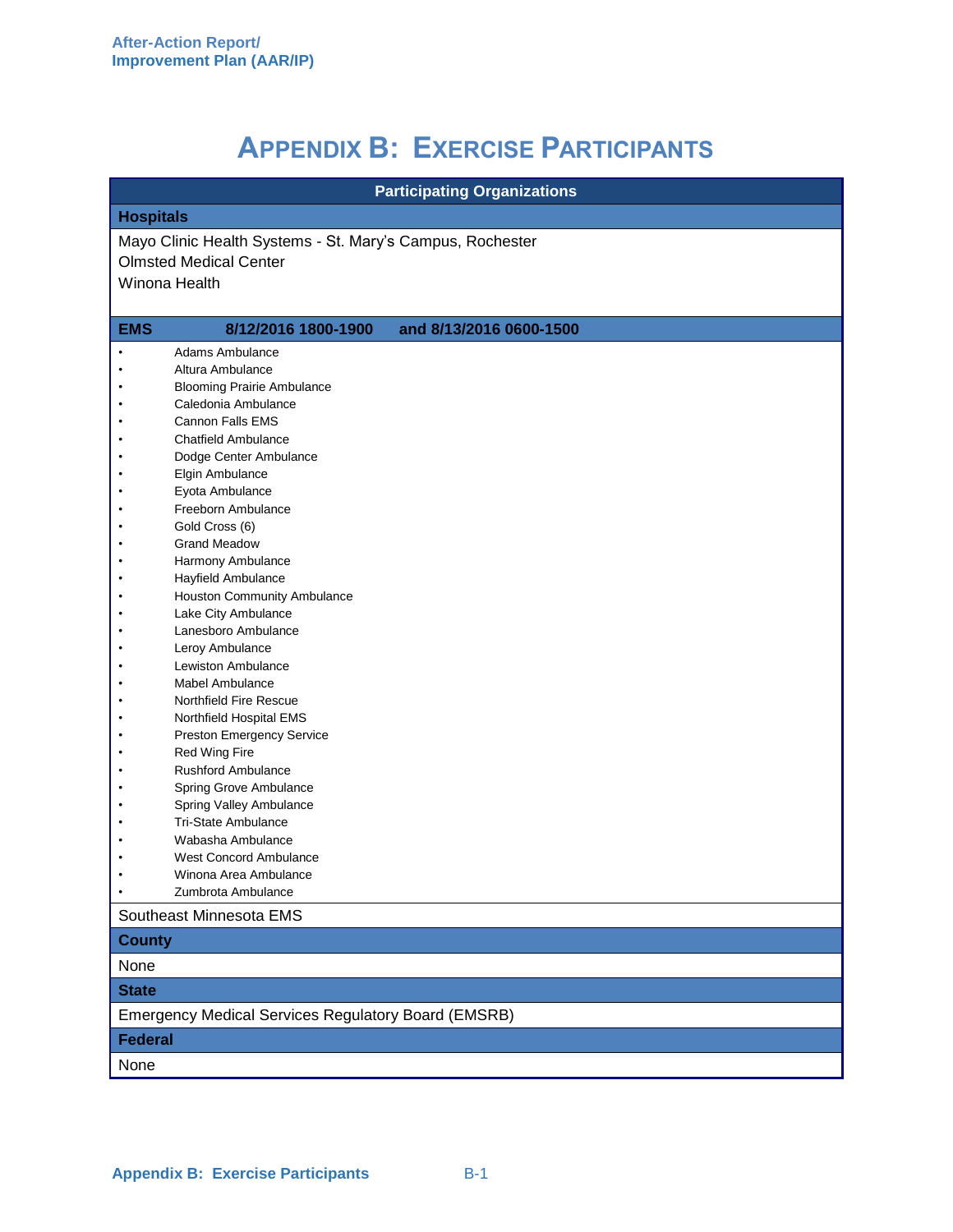# Appendix B: Exercise Participants

| Participating Organizations |
|---|
| **Hospitals** |
| Mayo Clinic Health Systems - St. Mary's Campus, Rochester<br>Olmsted Medical Center<br>Winona Health |
| **EMS 8/12/2016 1800-1900 and 8/13/2016 0600-1500** |
| • Adams Ambulance<br>• Altura Ambulance<br>• Blooming Prairie Ambulance<br>• Caledonia Ambulance<br>• Cannon Falls EMS<br>• Chatfield Ambulance<br>• Dodge Center Ambulance<br>• Elgin Ambulance<br>• Eyota Ambulance<br>• Freeborn Ambulance<br>• Gold Cross (6)<br>• Grand Meadow<br>• Harmony Ambulance<br>• Hayfield Ambulance<br>• Houston Community Ambulance<br>• Lake City Ambulance<br>• Lanesboro Ambulance<br>• Leroy Ambulance<br>• Lewiston Ambulance<br>• Mabel Ambulance<br>• Northfield Fire Rescue<br>• Northfield Hospital EMS<br>• Preston Emergency Service<br>• Red Wing Fire<br>• Rushford Ambulance<br>• Spring Grove Ambulance<br>• Spring Valley Ambulance<br>• Tri-State Ambulance<br>• Wabasha Ambulance<br>• West Concord Ambulance<br>• Winona Area Ambulance<br>• Zumbrota Ambulance |
| Southeast Minnesota EMS |
| **County** |
| None |
| **State** |
| Emergency Medical Services Regulatory Board (EMSRB) |
| **Federal** |
| None |